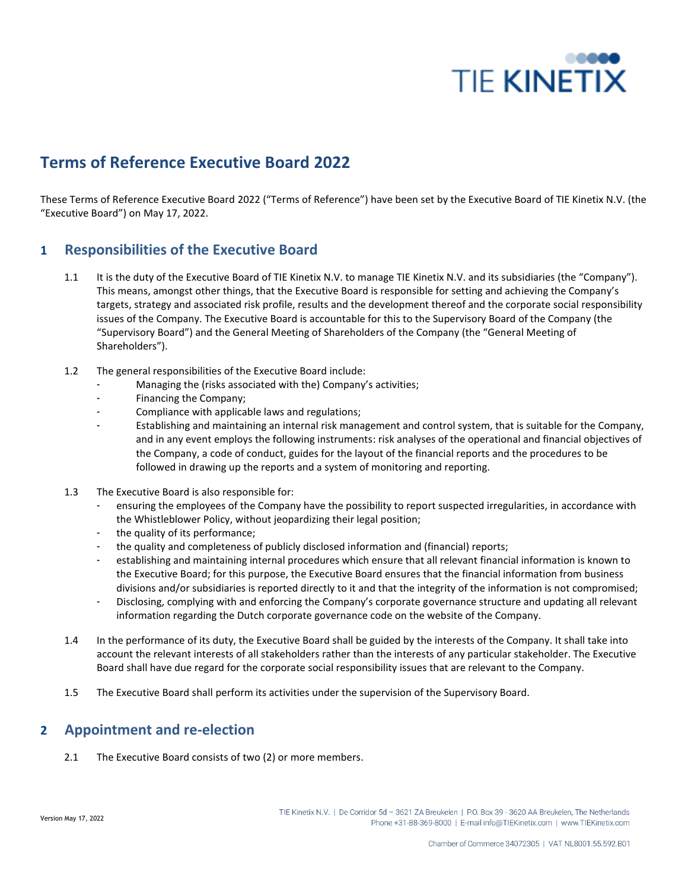# Terms of Reference Executive Board 2022

These Terms of Reference Executive Board 2022 ("Terms of Reference") have been set by the Executive Board of TIE Kinetix N.V. (the "Executive Board") on May 17, 2022.

## 1 Responsibilities of the Executive Board

1.1 It is the duty of the Executive Board of TIE Kinetix N.V. to manage TIE Kinetix N.V. and its subsidiaries (the "Company"). This means, amongst other things, that the Executive Board is responsible for setting and achieving the Company's targets, strategy and associated risk profile, results and the development thereof and the corporate social responsibility issues of the Company. The Executive Board is accountable for this to the Supervisory Board of the Company (the "Supervisory Board") and the General Meeting of Shareholders of the Company (the "General Meeting of Shareholders").

1.2 The general responsibilities of the Executive Board include:

- Managing the (risks associated with the) Company's activities;
- Financing the Company;
- Compliance with applicable laws and regulations;
- Establishing and maintaining an internal risk management and control system, that is suitable for the Company, and in any event employs the following instruments: risk analyses of the operational and financial objectives of the Company, a code of conduct, guides for the layout of the financial reports and the procedures to be followed in drawing up the reports and a system of monitoring and reporting.

1.3 The Executive Board is also responsible for:

- ensuring the employees of the Company have the possibility to report suspected irregularities, in accordance with the Whistleblower Policy, without jeopardizing their legal position;
- the quality of its performance;
- the quality and completeness of publicly disclosed information and (financial) reports;
- establishing and maintaining internal procedures which ensure that all relevant financial information is known to the Executive Board; for this purpose, the Executive Board ensures that the financial information from business divisions and/or subsidiaries is reported directly to it and that the integrity of the information is not compromised;
- Disclosing, complying with and enforcing the Company's corporate governance structure and updating all relevant information regarding the Dutch corporate governance code on the website of the Company.

1.4 In the performance of its duty, the Executive Board shall be guided by the interests of the Company. It shall take into account the relevant interests of all stakeholders rather than the interests of any particular stakeholder. The Executive Board shall have due regard for the corporate social responsibility issues that are relevant to the Company.

1.5 The Executive Board shall perform its activities under the supervision of the Supervisory Board.

## 2 Appointment and re-election

2.1 The Executive Board consists of two (2) or more members.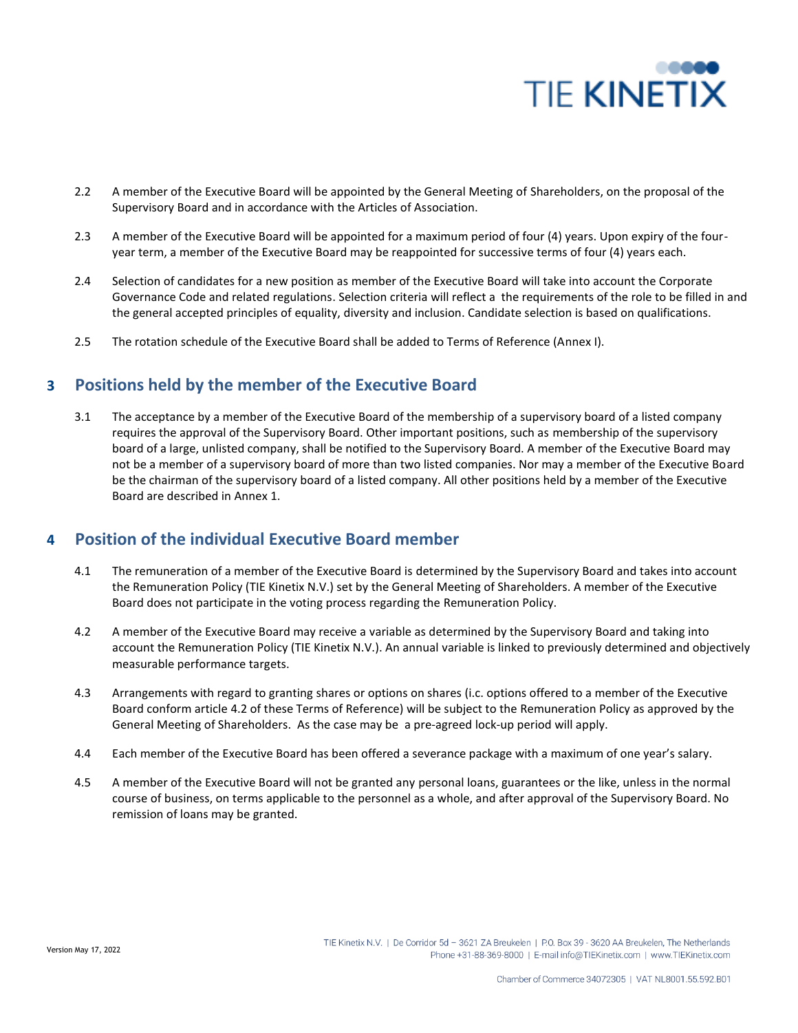2.2 A member of the Executive Board will be appointed by the General Meeting of Shareholders, on the proposal of the Supervisory Board and in accordance with the Articles of Association.

2.3 A member of the Executive Board will be appointed for a maximum period of four (4) years. Upon expiry of the four-year term, a member of the Executive Board may be reappointed for successive terms of four (4) years each.

2.4 Selection of candidates for a new position as member of the Executive Board will take into account the Corporate Governance Code and related regulations. Selection criteria will reflect a the requirements of the role to be filled in and the general accepted principles of equality, diversity and inclusion. Candidate selection is based on qualifications.

2.5 The rotation schedule of the Executive Board shall be added to Terms of Reference (Annex I).

## 3 Positions held by the member of the Executive Board

3.1 The acceptance by a member of the Executive Board of the membership of a supervisory board of a listed company requires the approval of the Supervisory Board. Other important positions, such as membership of the supervisory board of a large, unlisted company, shall be notified to the Supervisory Board. A member of the Executive Board may not be a member of a supervisory board of more than two listed companies. Nor may a member of the Executive Board be the chairman of the supervisory board of a listed company. All other positions held by a member of the Executive Board are described in Annex 1.

## 4 Position of the individual Executive Board member

4.1 The remuneration of a member of the Executive Board is determined by the Supervisory Board and takes into account the Remuneration Policy (TIE Kinetix N.V.) set by the General Meeting of Shareholders. A member of the Executive Board does not participate in the voting process regarding the Remuneration Policy.

4.2 A member of the Executive Board may receive a variable as determined by the Supervisory Board and taking into account the Remuneration Policy (TIE Kinetix N.V.). An annual variable is linked to previously determined and objectively measurable performance targets.

4.3 Arrangements with regard to granting shares or options on shares (i.c. options offered to a member of the Executive Board conform article 4.2 of these Terms of Reference) will be subject to the Remuneration Policy as approved by the General Meeting of Shareholders. As the case may be a pre-agreed lock-up period will apply.

4.4 Each member of the Executive Board has been offered a severance package with a maximum of one year's salary.

4.5 A member of the Executive Board will not be granted any personal loans, guarantees or the like, unless in the normal course of business, on terms applicable to the personnel as a whole, and after approval of the Supervisory Board. No remission of loans may be granted.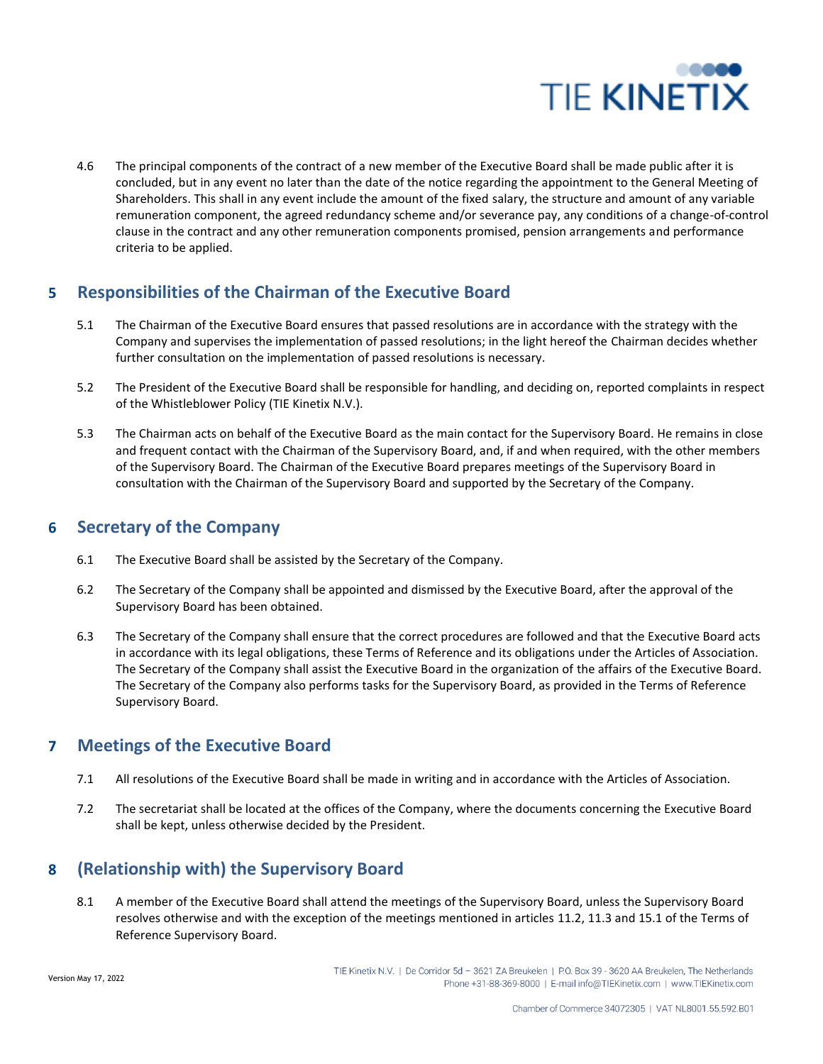4.6 The principal components of the contract of a new member of the Executive Board shall be made public after it is concluded, but in any event no later than the date of the notice regarding the appointment to the General Meeting of Shareholders. This shall in any event include the amount of the fixed salary, the structure and amount of any variable remuneration component, the agreed redundancy scheme and/or severance pay, any conditions of a change-of-control clause in the contract and any other remuneration components promised, pension arrangements and performance criteria to be applied.

## 5 Responsibilities of the Chairman of the Executive Board

5.1 The Chairman of the Executive Board ensures that passed resolutions are in accordance with the strategy with the Company and supervises the implementation of passed resolutions; in the light hereof the Chairman decides whether further consultation on the implementation of passed resolutions is necessary.

5.2 The President of the Executive Board shall be responsible for handling, and deciding on, reported complaints in respect of the Whistleblower Policy (TIE Kinetix N.V.).

5.3 The Chairman acts on behalf of the Executive Board as the main contact for the Supervisory Board. He remains in close and frequent contact with the Chairman of the Supervisory Board, and, if and when required, with the other members of the Supervisory Board. The Chairman of the Executive Board prepares meetings of the Supervisory Board in consultation with the Chairman of the Supervisory Board and supported by the Secretary of the Company.

## 6 Secretary of the Company

6.1 The Executive Board shall be assisted by the Secretary of the Company.

6.2 The Secretary of the Company shall be appointed and dismissed by the Executive Board, after the approval of the Supervisory Board has been obtained.

6.3 The Secretary of the Company shall ensure that the correct procedures are followed and that the Executive Board acts in accordance with its legal obligations, these Terms of Reference and its obligations under the Articles of Association. The Secretary of the Company shall assist the Executive Board in the organization of the affairs of the Executive Board. The Secretary of the Company also performs tasks for the Supervisory Board, as provided in the Terms of Reference Supervisory Board.

## 7 Meetings of the Executive Board

7.1 All resolutions of the Executive Board shall be made in writing and in accordance with the Articles of Association.

7.2 The secretariat shall be located at the offices of the Company, where the documents concerning the Executive Board shall be kept, unless otherwise decided by the President.

## 8 (Relationship with) the Supervisory Board

8.1 A member of the Executive Board shall attend the meetings of the Supervisory Board, unless the Supervisory Board resolves otherwise and with the exception of the meetings mentioned in articles 11.2, 11.3 and 15.1 of the Terms of Reference Supervisory Board.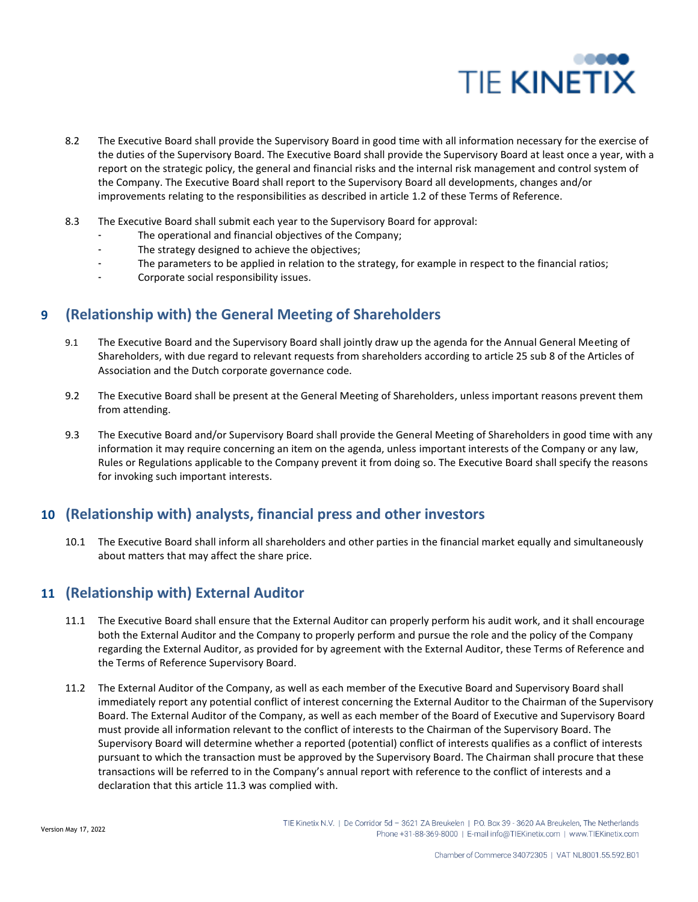8.2 The Executive Board shall provide the Supervisory Board in good time with all information necessary for the exercise of the duties of the Supervisory Board. The Executive Board shall provide the Supervisory Board at least once a year, with a report on the strategic policy, the general and financial risks and the internal risk management and control system of the Company. The Executive Board shall report to the Supervisory Board all developments, changes and/or improvements relating to the responsibilities as described in article 1.2 of these Terms of Reference.

8.3 The Executive Board shall submit each year to the Supervisory Board for approval:

- The operational and financial objectives of the Company;
- The strategy designed to achieve the objectives;
- The parameters to be applied in relation to the strategy, for example in respect to the financial ratios;
- Corporate social responsibility issues.

## 9 (Relationship with) the General Meeting of Shareholders

9.1 The Executive Board and the Supervisory Board shall jointly draw up the agenda for the Annual General Meeting of Shareholders, with due regard to relevant requests from shareholders according to article 25 sub 8 of the Articles of Association and the Dutch corporate governance code.

9.2 The Executive Board shall be present at the General Meeting of Shareholders, unless important reasons prevent them from attending.

9.3 The Executive Board and/or Supervisory Board shall provide the General Meeting of Shareholders in good time with any information it may require concerning an item on the agenda, unless important interests of the Company or any law, Rules or Regulations applicable to the Company prevent it from doing so. The Executive Board shall specify the reasons for invoking such important interests.

## 10 (Relationship with) analysts, financial press and other investors

10.1 The Executive Board shall inform all shareholders and other parties in the financial market equally and simultaneously about matters that may affect the share price.

## 11 (Relationship with) External Auditor

11.1 The Executive Board shall ensure that the External Auditor can properly perform his audit work, and it shall encourage both the External Auditor and the Company to properly perform and pursue the role and the policy of the Company regarding the External Auditor, as provided for by agreement with the External Auditor, these Terms of Reference and the Terms of Reference Supervisory Board.

11.2 The External Auditor of the Company, as well as each member of the Executive Board and Supervisory Board shall immediately report any potential conflict of interest concerning the External Auditor to the Chairman of the Supervisory Board. The External Auditor of the Company, as well as each member of the Board of Executive and Supervisory Board must provide all information relevant to the conflict of interests to the Chairman of the Supervisory Board. The Supervisory Board will determine whether a reported (potential) conflict of interests qualifies as a conflict of interests pursuant to which the transaction must be approved by the Supervisory Board. The Chairman shall procure that these transactions will be referred to in the Company's annual report with reference to the conflict of interests and a declaration that this article 11.3 was complied with.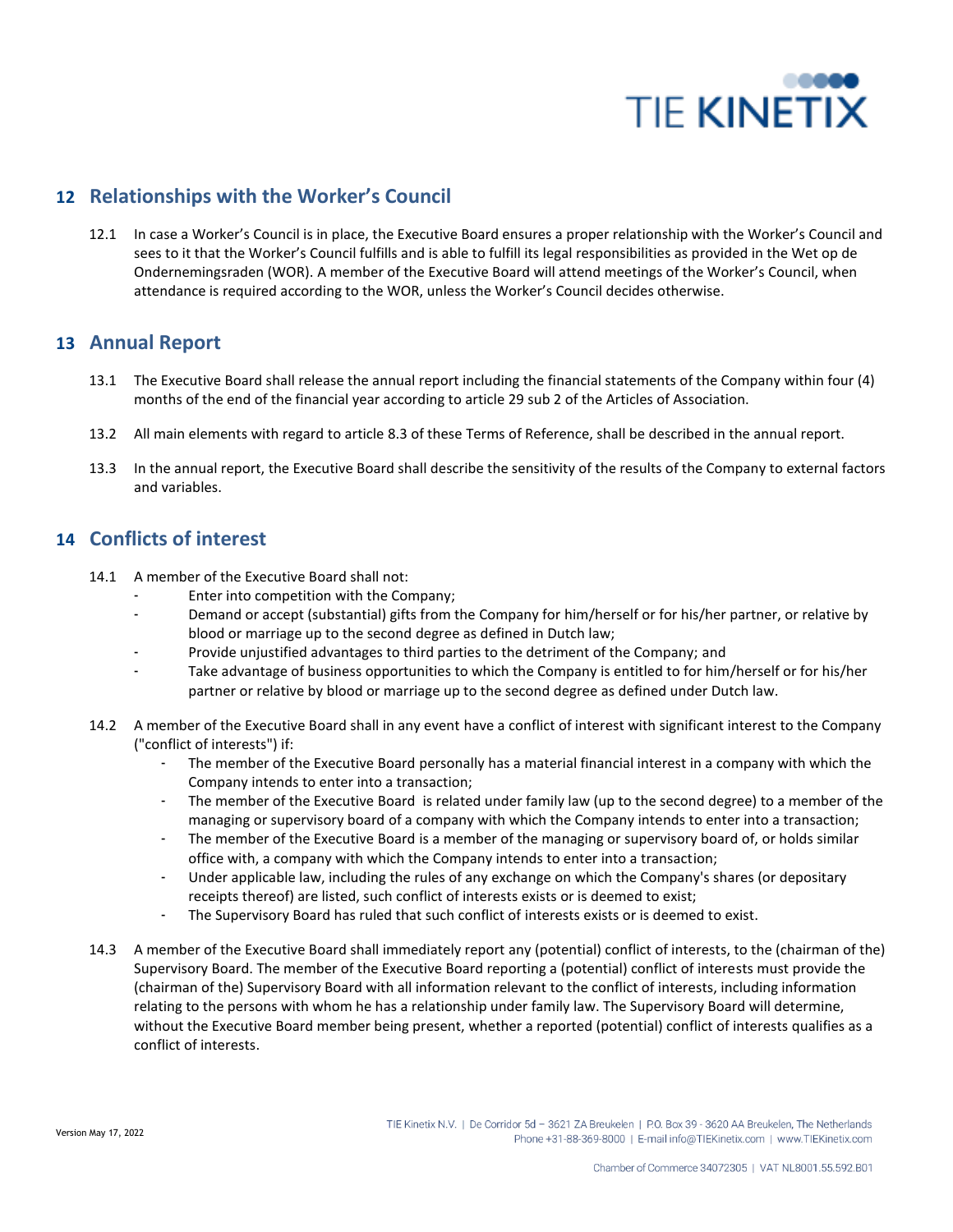## 12 Relationships with the Worker's Council

12.1 In case a Worker's Council is in place, the Executive Board ensures a proper relationship with the Worker's Council and sees to it that the Worker's Council fulfills and is able to fulfill its legal responsibilities as provided in the Wet op de Ondernemingsraden (WOR). A member of the Executive Board will attend meetings of the Worker's Council, when attendance is required according to the WOR, unless the Worker's Council decides otherwise.

## 13 Annual Report

13.1 The Executive Board shall release the annual report including the financial statements of the Company within four (4) months of the end of the financial year according to article 29 sub 2 of the Articles of Association.

13.2 All main elements with regard to article 8.3 of these Terms of Reference, shall be described in the annual report.

13.3 In the annual report, the Executive Board shall describe the sensitivity of the results of the Company to external factors and variables.

## 14 Conflicts of interest

14.1 A member of the Executive Board shall not:

- Enter into competition with the Company;
- Demand or accept (substantial) gifts from the Company for him/herself or for his/her partner, or relative by blood or marriage up to the second degree as defined in Dutch law;
- Provide unjustified advantages to third parties to the detriment of the Company; and
- Take advantage of business opportunities to which the Company is entitled to for him/herself or for his/her partner or relative by blood or marriage up to the second degree as defined under Dutch law.

14.2 A member of the Executive Board shall in any event have a conflict of interest with significant interest to the Company ("conflict of interests") if:

- The member of the Executive Board personally has a material financial interest in a company with which the Company intends to enter into a transaction;
- The member of the Executive Board is related under family law (up to the second degree) to a member of the managing or supervisory board of a company with which the Company intends to enter into a transaction;
- The member of the Executive Board is a member of the managing or supervisory board of, or holds similar office with, a company with which the Company intends to enter into a transaction;
- Under applicable law, including the rules of any exchange on which the Company's shares (or depositary receipts thereof) are listed, such conflict of interests exists or is deemed to exist;
- The Supervisory Board has ruled that such conflict of interests exists or is deemed to exist.

14.3 A member of the Executive Board shall immediately report any (potential) conflict of interests, to the (chairman of the) Supervisory Board. The member of the Executive Board reporting a (potential) conflict of interests must provide the (chairman of the) Supervisory Board with all information relevant to the conflict of interests, including information relating to the persons with whom he has a relationship under family law. The Supervisory Board will determine, without the Executive Board member being present, whether a reported (potential) conflict of interests qualifies as a conflict of interests.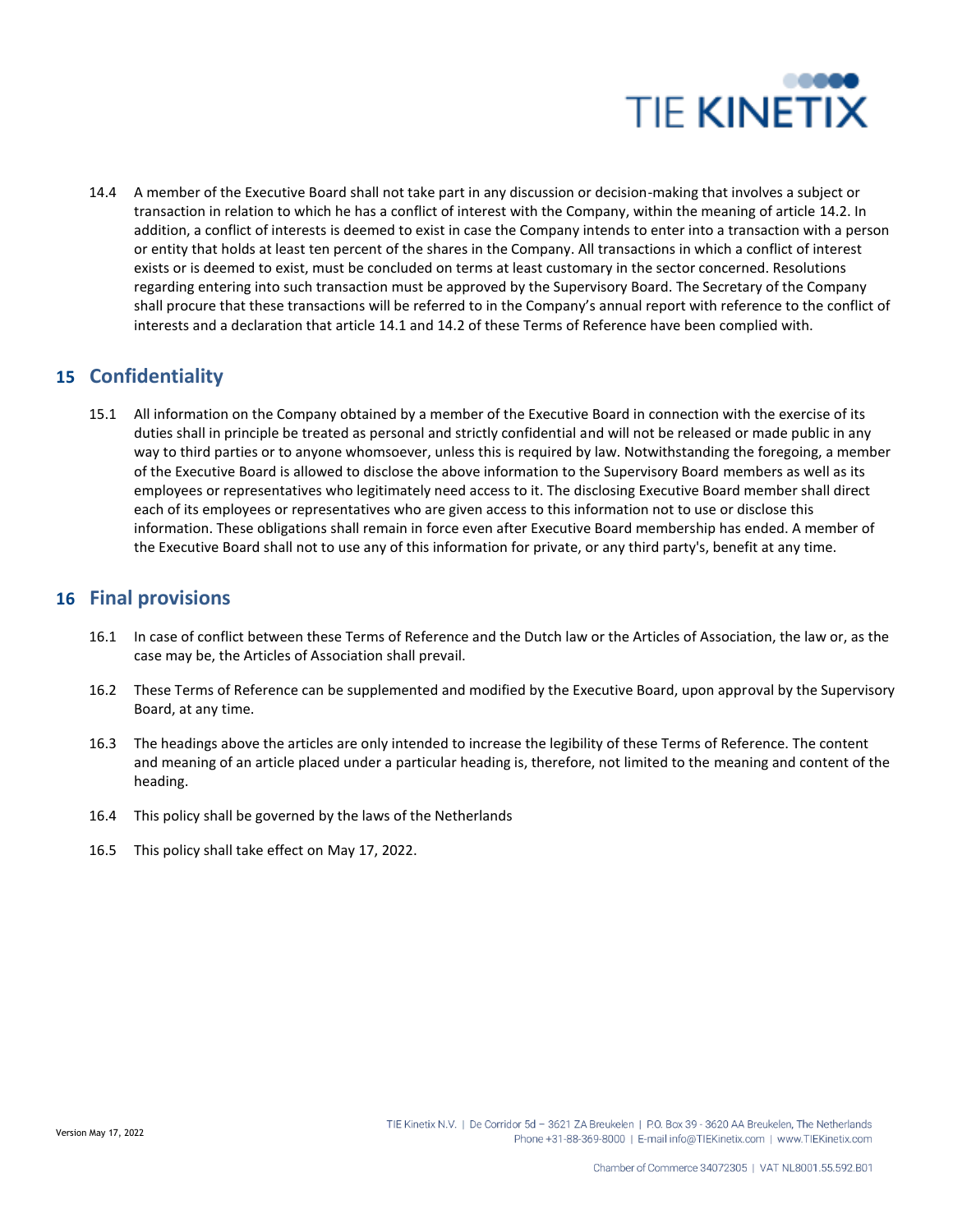14.4 A member of the Executive Board shall not take part in any discussion or decision-making that involves a subject or transaction in relation to which he has a conflict of interest with the Company, within the meaning of article 14.2. In addition, a conflict of interests is deemed to exist in case the Company intends to enter into a transaction with a person or entity that holds at least ten percent of the shares in the Company. All transactions in which a conflict of interest exists or is deemed to exist, must be concluded on terms at least customary in the sector concerned. Resolutions regarding entering into such transaction must be approved by the Supervisory Board. The Secretary of the Company shall procure that these transactions will be referred to in the Company's annual report with reference to the conflict of interests and a declaration that article 14.1 and 14.2 of these Terms of Reference have been complied with.

## 15 Confidentiality

15.1 All information on the Company obtained by a member of the Executive Board in connection with the exercise of its duties shall in principle be treated as personal and strictly confidential and will not be released or made public in any way to third parties or to anyone whomsoever, unless this is required by law. Notwithstanding the foregoing, a member of the Executive Board is allowed to disclose the above information to the Supervisory Board members as well as its employees or representatives who legitimately need access to it. The disclosing Executive Board member shall direct each of its employees or representatives who are given access to this information not to use or disclose this information. These obligations shall remain in force even after Executive Board membership has ended. A member of the Executive Board shall not to use any of this information for private, or any third party's, benefit at any time.

## 16 Final provisions

16.1 In case of conflict between these Terms of Reference and the Dutch law or the Articles of Association, the law or, as the case may be, the Articles of Association shall prevail.

16.2 These Terms of Reference can be supplemented and modified by the Executive Board, upon approval by the Supervisory Board, at any time.

16.3 The headings above the articles are only intended to increase the legibility of these Terms of Reference. The content and meaning of an article placed under a particular heading is, therefore, not limited to the meaning and content of the heading.

16.4 This policy shall be governed by the laws of the Netherlands

16.5 This policy shall take effect on May 17, 2022.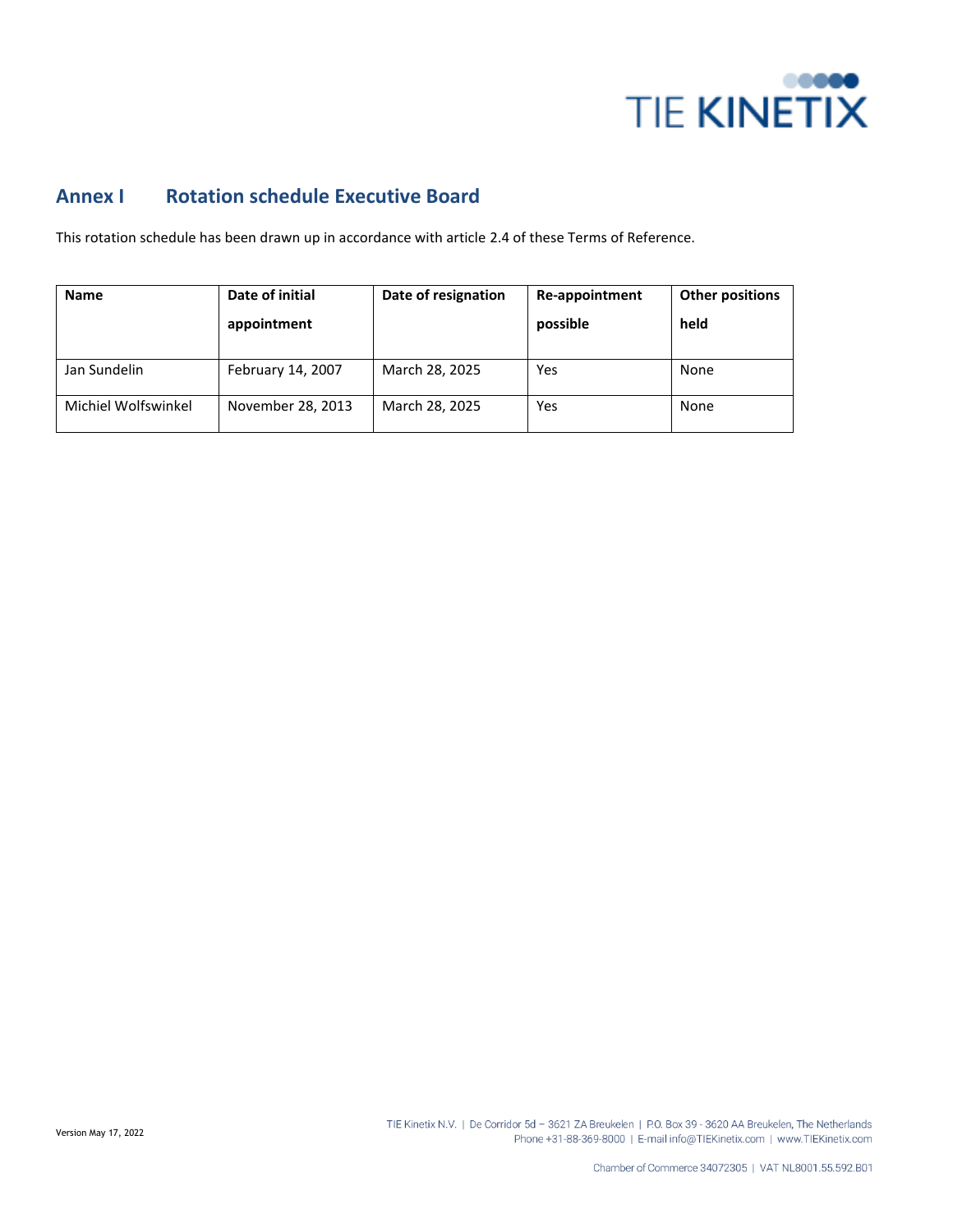## Annex I Rotation schedule Executive Board

This rotation schedule has been drawn up in accordance with article 2.4 of these Terms of Reference.

| Name | Date of initial appointment | Date of resignation | Re-appointment possible | Other positions held |
| --- | --- | --- | --- | --- |
| Jan Sundelin | February 14, 2007 | March 28, 2025 | Yes | None |
| Michiel Wolfswinkel | November 28, 2013 | March 28, 2025 | Yes | None |